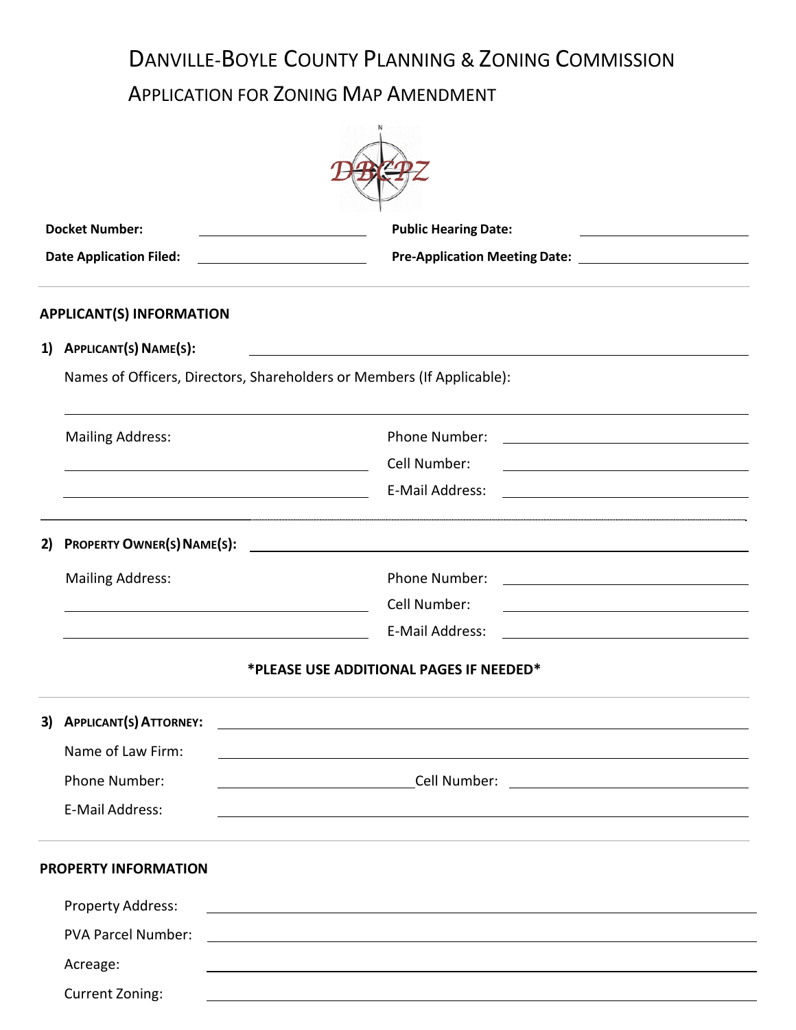# DANVILLE-BOYLE COUNTY PLANNING & ZONING COMMISSION

## APPLICATION FOR ZONING MAP AMENDMENT

DBCPZ

**Docket Number:** \_\_\_\_\_\_\_\_\_\_\_\_\_\_\_\_ **Public Hearing Date:** \_\_\_\_\_\_\_\_\_\_\_\_\_\_\_\_

**Date Application Filed:** \_\_\_\_\_\_\_\_\_\_\_\_\_\_\_\_ **Pre-Application Meeting Date:** \_\_\_\_\_\_\_\_\_\_\_\_\_\_\_\_

---

### APPLICANT(S) INFORMATION

**1) APPLICANT(S) NAME(S):** \_\_\_\_\_\_\_\_\_\_\_\_\_\_\_\_\_\_\_\_\_\_\_\_\_\_\_\_\_\_\_\_

Names of Officers, Directors, Shareholders or Members (If Applicable):

\_\_\_\_\_\_\_\_\_\_\_\_\_\_\_\_\_\_\_\_\_\_\_\_\_\_\_\_\_\_\_\_\_\_\_\_\_\_\_\_\_\_\_\_

Mailing Address:

\_\_\_\_\_\_\_\_\_\_\_\_\_\_\_\_\_\_\_\_\_\_\_\_\_\_\_\_\_\_\_\_

\_\_\_\_\_\_\_\_\_\_\_\_\_\_\_\_\_\_\_\_\_\_\_\_\_\_\_\_\_\_\_\_

Phone Number: \_\_\_\_\_\_\_\_\_\_\_\_\_\_\_\_

Cell Number: \_\_\_\_\_\_\_\_\_\_\_\_\_\_\_\_

E-Mail Address: \_\_\_\_\_\_\_\_\_\_\_\_\_\_\_\_

---

**2) PROPERTY OWNER(S) NAME(S):** \_\_\_\_\_\_\_\_\_\_\_\_\_\_\_\_\_\_\_\_\_\_\_\_\_\_\_\_\_\_\_\_

Mailing Address:

\_\_\_\_\_\_\_\_\_\_\_\_\_\_\_\_\_\_\_\_\_\_\_\_\_\_\_\_\_\_\_\_

\_\_\_\_\_\_\_\_\_\_\_\_\_\_\_\_\_\_\_\_\_\_\_\_\_\_\_\_\_\_\_\_

Phone Number: \_\_\_\_\_\_\_\_\_\_\_\_\_\_\_\_

Cell Number: \_\_\_\_\_\_\_\_\_\_\_\_\_\_\_\_

E-Mail Address: \_\_\_\_\_\_\_\_\_\_\_\_\_\_\_\_

**\*PLEASE USE ADDITIONAL PAGES IF NEEDED\***

---

**3) APPLICANT(S) ATTORNEY:** \_\_\_\_\_\_\_\_\_\_\_\_\_\_\_\_\_\_\_\_\_\_\_\_\_\_\_\_\_\_\_\_

Name of Law Firm: \_\_\_\_\_\_\_\_\_\_\_\_\_\_\_\_\_\_\_\_\_\_\_\_\_\_\_\_\_\_\_\_

Phone Number: \_\_\_\_\_\_\_\_\_\_\_\_\_\_\_\_ Cell Number: \_\_\_\_\_\_\_\_\_\_\_\_\_\_\_\_

E-Mail Address: \_\_\_\_\_\_\_\_\_\_\_\_\_\_\_\_\_\_\_\_\_\_\_\_\_\_\_\_\_\_\_\_

---

### PROPERTY INFORMATION

Property Address: \_\_\_\_\_\_\_\_\_\_\_\_\_\_\_\_\_\_\_\_\_\_\_\_\_\_\_\_\_\_\_\_

PVA Parcel Number: \_\_\_\_\_\_\_\_\_\_\_\_\_\_\_\_\_\_\_\_\_\_\_\_\_\_\_\_\_\_\_\_

Acreage: \_\_\_\_\_\_\_\_\_\_\_\_\_\_\_\_\_\_\_\_\_\_\_\_\_\_\_\_\_\_\_\_

Current Zoning: \_\_\_\_\_\_\_\_\_\_\_\_\_\_\_\_\_\_\_\_\_\_\_\_\_\_\_\_\_\_\_\_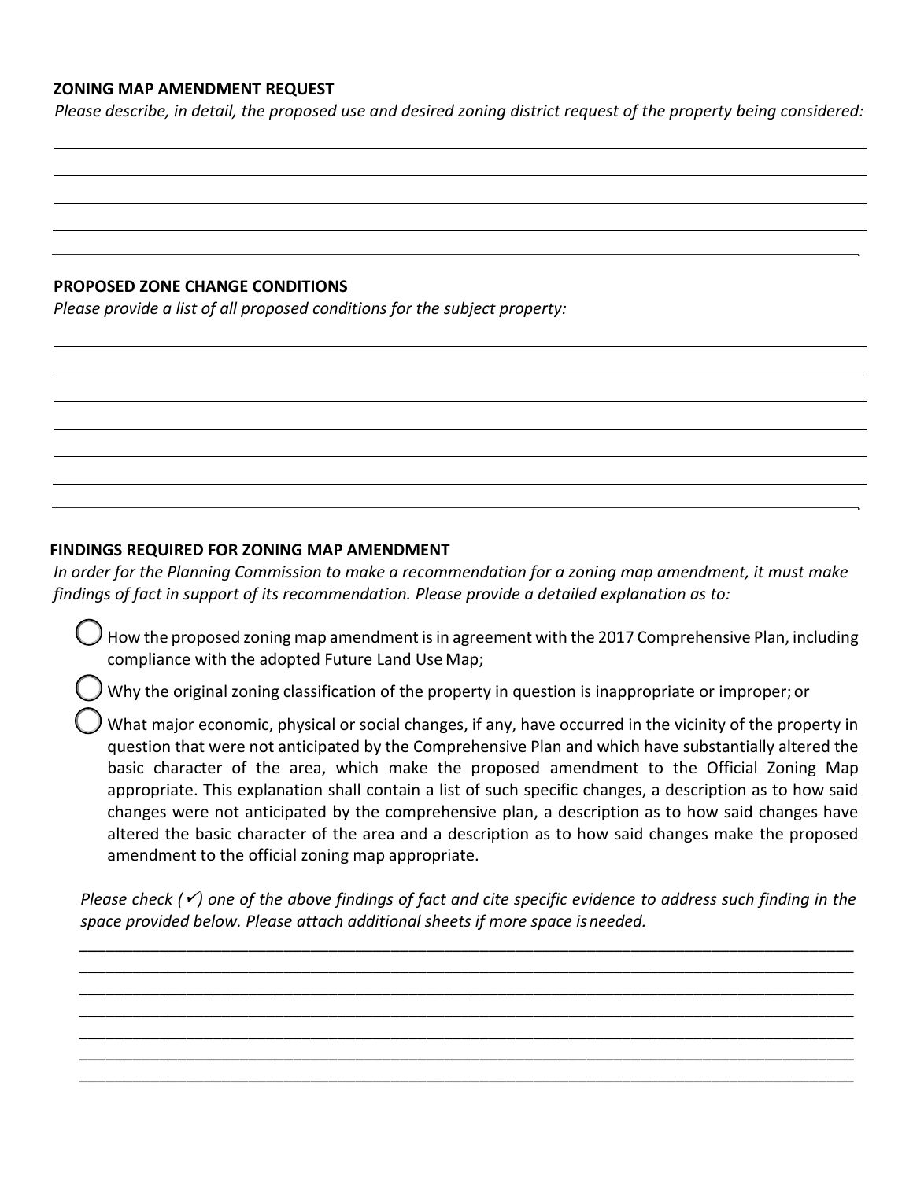**ZONING MAP AMENDMENT REQUEST**

*Please describe, in detail, the proposed use and desired zoning district request of the property being considered:*

______________________________________________________________________________

______________________________________________________________________________

______________________________________________________________________________

______________________________________________________________________________

______________________________________________________________________________.

**PROPOSED ZONE CHANGE CONDITIONS**

*Please provide a list of all proposed conditions for the subject property:*

______________________________________________________________________________

______________________________________________________________________________

______________________________________________________________________________

______________________________________________________________________________

______________________________________________________________________________

______________________________________________________________________________

______________________________________________________________________________.

**FINDINGS REQUIRED FOR ZONING MAP AMENDMENT**

*In order for the Planning Commission to make a recommendation for a zoning map amendment, it must make findings of fact in support of its recommendation. Please provide a detailed explanation as to:*

- ◯ How the proposed zoning map amendment is in agreement with the 2017 Comprehensive Plan, including compliance with the adopted Future Land Use Map;
- ◯ Why the original zoning classification of the property in question is inappropriate or improper; or
- ◯ What major economic, physical or social changes, if any, have occurred in the vicinity of the property in question that were not anticipated by the Comprehensive Plan and which have substantially altered the basic character of the area, which make the proposed amendment to the Official Zoning Map appropriate. This explanation shall contain a list of such specific changes, a description as to how said changes were not anticipated by the comprehensive plan, a description as to how said changes have altered the basic character of the area and a description as to how said changes make the proposed amendment to the official zoning map appropriate.

*Please check (✓) one of the above findings of fact and cite specific evidence to address such finding in the space provided below. Please attach additional sheets if more space is needed.*

______________________________________________________________________________

______________________________________________________________________________

______________________________________________________________________________

______________________________________________________________________________

______________________________________________________________________________

______________________________________________________________________________

______________________________________________________________________________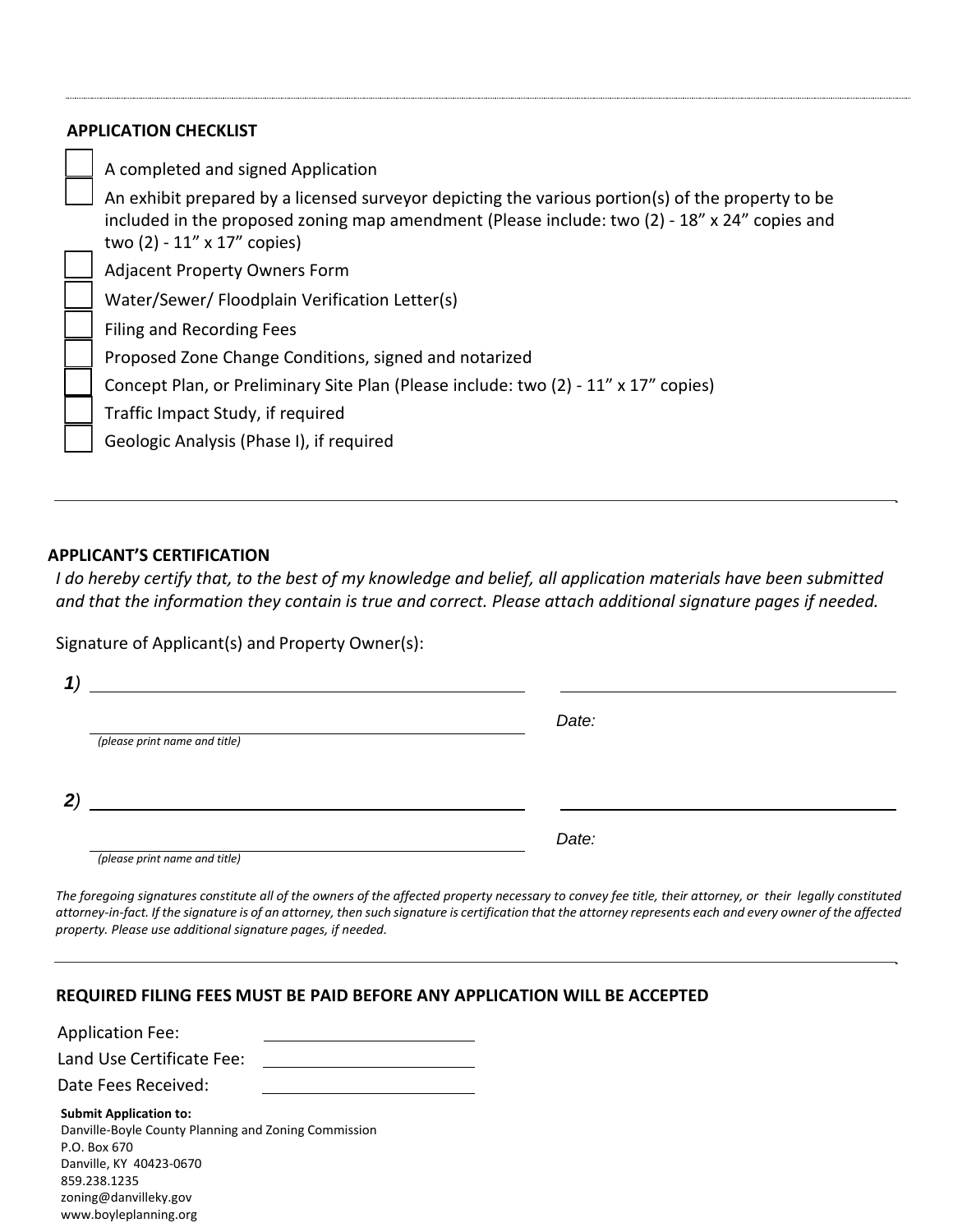## APPLICATION CHECKLIST

- [ ] A completed and signed Application
- [ ] An exhibit prepared by a licensed surveyor depicting the various portion(s) of the property to be included in the proposed zoning map amendment (Please include: two (2) - 18” x 24” copies and two (2) - 11” x 17” copies)
- [ ] Adjacent Property Owners Form
- [ ] Water/Sewer/ Floodplain Verification Letter(s)
- [ ] Filing and Recording Fees
- [ ] Proposed Zone Change Conditions, signed and notarized
- [ ] Concept Plan, or Preliminary Site Plan (Please include: two (2) - 11” x 17” copies)
- [ ] Traffic Impact Study, if required
- [ ] Geologic Analysis (Phase I), if required

---

## APPLICANT’S CERTIFICATION

*I do hereby certify that, to the best of my knowledge and belief, all application materials have been submitted and that the information they contain is true and correct. Please attach additional signature pages if needed.*

Signature of Applicant(s) and Property Owner(s):

***1)*** \_\_\_\_\_\_\_\_\_\_\_\_\_\_\_\_\_\_\_\_\_\_\_\_\_\_\_\_\_\_\_\_\_\_\_\_\_\_ \_\_\_\_\_\_\_\_\_\_\_\_\_\_\_\_\_\_\_\_\_\_\_\_\_\_\_\_\_\_

\_\_\_\_\_\_\_\_\_\_\_\_\_\_\_\_\_\_\_\_\_\_\_\_\_\_\_\_\_\_\_\_\_\_\_\_\_\_ *Date:*

*(please print name and title)*

***2)*** \_\_\_\_\_\_\_\_\_\_\_\_\_\_\_\_\_\_\_\_\_\_\_\_\_\_\_\_\_\_\_\_\_\_\_\_\_\_ \_\_\_\_\_\_\_\_\_\_\_\_\_\_\_\_\_\_\_\_\_\_\_\_\_\_\_\_\_\_

\_\_\_\_\_\_\_\_\_\_\_\_\_\_\_\_\_\_\_\_\_\_\_\_\_\_\_\_\_\_\_\_\_\_\_\_\_\_ *Date:*

*(please print name and title)*

*The foregoing signatures constitute all of the owners of the affected property necessary to convey fee title, their attorney, or their legally constituted attorney-in-fact. If the signature is of an attorney, then such signature is certification that the attorney represents each and every owner of the affected property. Please use additional signature pages, if needed.*

---

## REQUIRED FILING FEES MUST BE PAID BEFORE ANY APPLICATION WILL BE ACCEPTED

Application Fee: \_\_\_\_\_\_\_\_\_\_\_\_\_\_\_\_\_\_\_\_

Land Use Certificate Fee: \_\_\_\_\_\_\_\_\_\_\_\_\_\_\_\_\_\_\_\_

Date Fees Received: \_\_\_\_\_\_\_\_\_\_\_\_\_\_\_\_\_\_\_\_

**Submit Application to:**
Danville-Boyle County Planning and Zoning Commission
P.O. Box 670
Danville, KY 40423-0670
859.238.1235
zoning@danvilleky.gov
www.boyleplanning.org